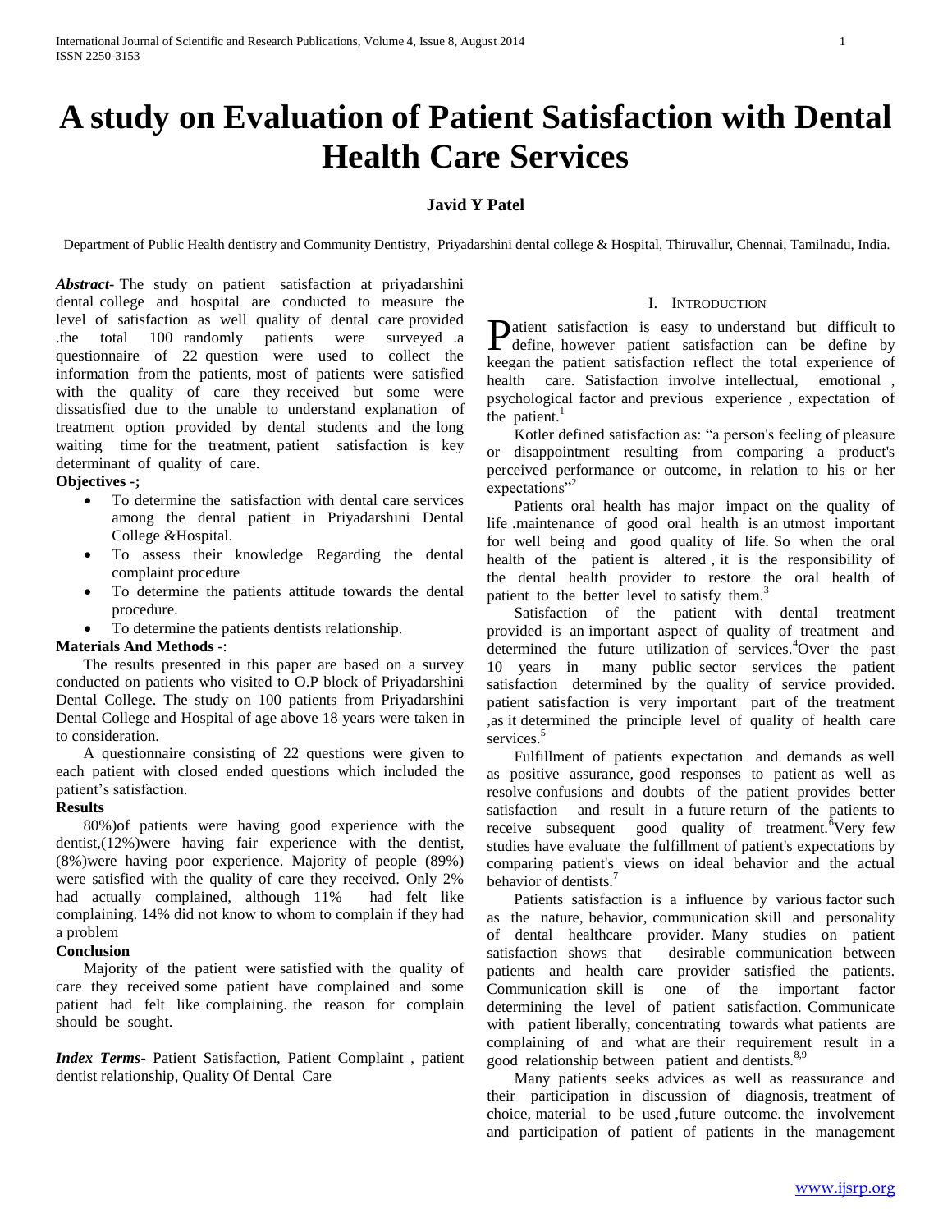# A study on Evaluation of Patient Satisfaction with Dental Health Care Services

**Javid Y Patel**

Department of Public Health dentistry and Community Dentistry, Priyadarshini dental college & Hospital, Thiruvallur, Chennai, Tamilnadu, India.

***Abstract***- The study on patient satisfaction at priyadarshini dental college and hospital are conducted to measure the level of satisfaction as well quality of dental care provided .the total 100 randomly patients were surveyed .a questionnaire of 22 question were used to collect the information from the patients, most of patients were satisfied with the quality of care they received but some were dissatisfied due to the unable to understand explanation of treatment option provided by dental students and the long waiting time for the treatment, patient satisfaction is key determinant of quality of care.

**Objectives -;**

- To determine the satisfaction with dental care services among the dental patient in Priyadarshini Dental College &Hospital.
- To assess their knowledge Regarding the dental complaint procedure
- To determine the patients attitude towards the dental procedure.
- To determine the patients dentists relationship.

**Materials And Methods** -:

The results presented in this paper are based on a survey conducted on patients who visited to O.P block of Priyadarshini Dental College. The study on 100 patients from Priyadarshini Dental College and Hospital of age above 18 years were taken in to consideration.

A questionnaire consisting of 22 questions were given to each patient with closed ended questions which included the patient's satisfaction.

**Results**

80%)of patients were having good experience with the dentist,(12%)were having fair experience with the dentist, (8%)were having poor experience. Majority of people (89%) were satisfied with the quality of care they received. Only 2% had actually complained, although 11% had felt like complaining. 14% did not know to whom to complain if they had a problem

**Conclusion**

Majority of the patient were satisfied with the quality of care they received some patient have complained and some patient had felt like complaining. the reason for complain should be sought.

***Index Terms***- Patient Satisfaction, Patient Complaint , patient dentist relationship, Quality Of Dental Care

## I. Introduction

Patient satisfaction is easy to understand but difficult to define, however patient satisfaction can be define by keegan the patient satisfaction reflect the total experience of health care. Satisfaction involve intellectual, emotional , psychological factor and previous experience , expectation of the patient.[1]

Kotler defined satisfaction as: "a person's feeling of pleasure or disappointment resulting from comparing a product's perceived performance or outcome, in relation to his or her expectations"[2]

Patients oral health has major impact on the quality of life .maintenance of good oral health is an utmost important for well being and good quality of life. So when the oral health of the patient is altered , it is the responsibility of the dental health provider to restore the oral health of patient to the better level to satisfy them.[3]

Satisfaction of the patient with dental treatment provided is an important aspect of quality of treatment and determined the future utilization of services.[4]Over the past 10 years in many public sector services the patient satisfaction determined by the quality of service provided. patient satisfaction is very important part of the treatment ,as it determined the principle level of quality of health care services.[5]

Fulfillment of patients expectation and demands as well as positive assurance, good responses to patient as well as resolve confusions and doubts of the patient provides better satisfaction and result in a future return of the patients to receive subsequent good quality of treatment.[6]Very few studies have evaluate the fulfillment of patient's expectations by comparing patient's views on ideal behavior and the actual behavior of dentists.[7]

Patients satisfaction is a influence by various factor such as the nature, behavior, communication skill and personality of dental healthcare provider. Many studies on patient satisfaction shows that desirable communication between patients and health care provider satisfied the patients. Communication skill is one of the important factor determining the level of patient satisfaction. Communicate with patient liberally, concentrating towards what patients are complaining of and what are their requirement result in a good relationship between patient and dentists.[8,9]

Many patients seeks advices as well as reassurance and their participation in discussion of diagnosis, treatment of choice, material to be used ,future outcome. the involvement and participation of patient of patients in the management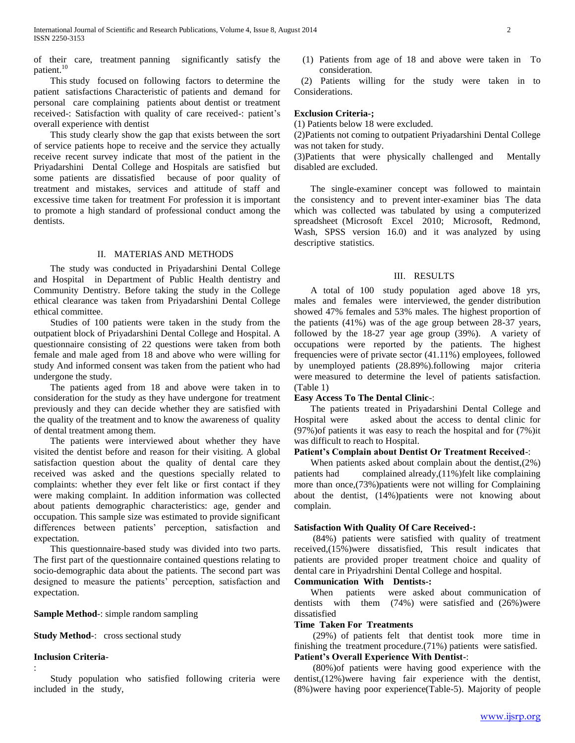of their care, treatment panning significantly satisfy the patient.[10]

This study focused on following factors to determine the patient satisfactions Characteristic of patients and demand for personal care complaining patients about dentist or treatment received-: Satisfaction with quality of care received-: patient's overall experience with dentist

This study clearly show the gap that exists between the sort of service patients hope to receive and the service they actually receive recent survey indicate that most of the patient in the Priyadarshini Dental College and Hospitals are satisfied but some patients are dissatisfied because of poor quality of treatment and mistakes, services and attitude of staff and excessive time taken for treatment For profession it is important to promote a high standard of professional conduct among the dentists.

## II. MATERIAS AND METHODS

The study was conducted in Priyadarshini Dental College and Hospital in Department of Public Health dentistry and Community Dentistry. Before taking the study in the College ethical clearance was taken from Priyadarshini Dental College ethical committee.

Studies of 100 patients were taken in the study from the outpatient block of Priyadarshini Dental College and Hospital. A questionnaire consisting of 22 questions were taken from both female and male aged from 18 and above who were willing for study And informed consent was taken from the patient who had undergone the study.

The patients aged from 18 and above were taken in to consideration for the study as they have undergone for treatment previously and they can decide whether they are satisfied with the quality of the treatment and to know the awareness of quality of dental treatment among them.

The patients were interviewed about whether they have visited the dentist before and reason for their visiting. A global satisfaction question about the quality of dental care they received was asked and the questions specially related to complaints: whether they ever felt like or first contact if they were making complaint. In addition information was collected about patients demographic characteristics: age, gender and occupation. This sample size was estimated to provide significant differences between patients' perception, satisfaction and expectation.

This questionnaire-based study was divided into two parts. The first part of the questionnaire contained questions relating to socio-demographic data about the patients. The second part was designed to measure the patients' perception, satisfaction and expectation.

**Sample Method**-: simple random sampling

**Study Method**-: cross sectional study

**Inclusion Criteria**-
:

Study population who satisfied following criteria were included in the study,

(1) Patients from age of 18 and above were taken in To consideration.

(2) Patients willing for the study were taken in to Considerations.

**Exclusion Criteria-;**

(1) Patients below 18 were excluded.

(2)Patients not coming to outpatient Priyadarshini Dental College was not taken for study.

(3)Patients that were physically challenged and Mentally disabled are excluded.

The single-examiner concept was followed to maintain the consistency and to prevent inter-examiner bias The data which was collected was tabulated by using a computerized spreadsheet (Microsoft Excel 2010; Microsoft, Redmond, Wash, SPSS version 16.0) and it was analyzed by using descriptive statistics.

## III. RESULTS

A total of 100 study population aged above 18 yrs, males and females were interviewed, the gender distribution showed 47% females and 53% males. The highest proportion of the patients (41%) was of the age group between 28-37 years, followed by the 18-27 year age group (39%). A variety of occupations were reported by the patients. The highest frequencies were of private sector (41.11%) employees, followed by unemployed patients (28.89%).following major criteria were measured to determine the level of patients satisfaction. (Table 1)

**Easy Access To The Dental Clinic**-:

The patients treated in Priyadarshini Dental College and Hospital were asked about the access to dental clinic for (97%)of patients it was easy to reach the hospital and for (7%)it was difficult to reach to Hospital.

**Patient's Complain about Dentist Or Treatment Received**-:

When patients asked about complain about the dentist,(2%) patients had complained already,(11%)felt like complaining more than once,(73%)patients were not willing for Complaining about the dentist, (14%)patients were not knowing about complain.

**Satisfaction With Quality Of Care Received-:**

(84%) patients were satisfied with quality of treatment received,(15%)were dissatisfied, This result indicates that patients are provided proper treatment choice and quality of dental care in Priyadrshini Dental College and hospital.

**Communication With Dentists-:**

When patients were asked about communication of dentists with them (74%) were satisfied and (26%)were dissatisfied

**Time Taken For Treatments**

(29%) of patients felt that dentist took more time in finishing the treatment procedure.(71%) patients were satisfied.

**Patient's Overall Experience With Dentist**-:

(80%)of patients were having good experience with the dentist,(12%)were having fair experience with the dentist, (8%)were having poor experience(Table-5). Majority of people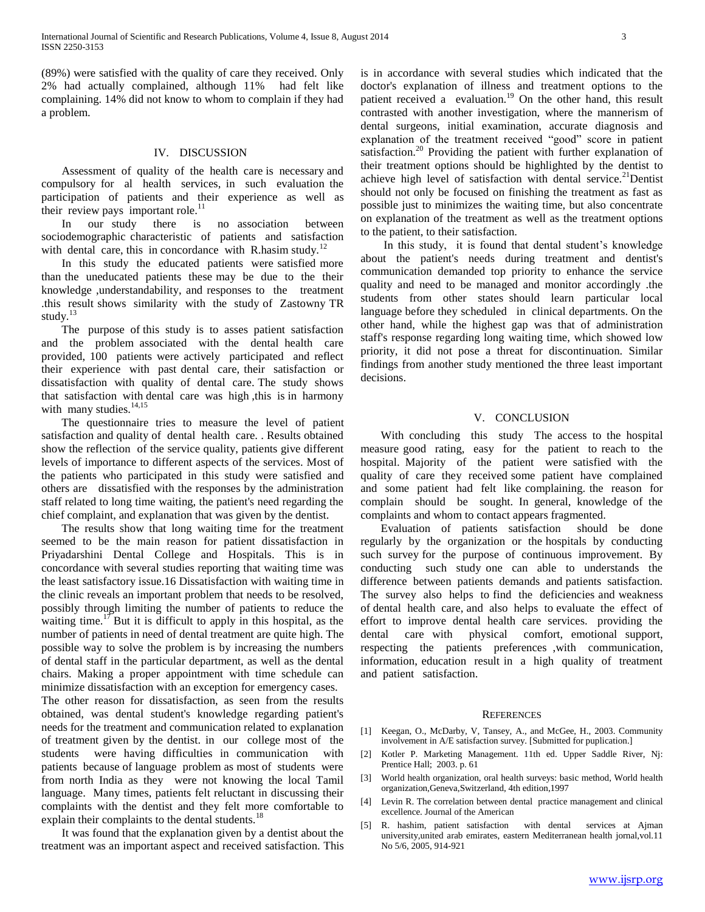(89%) were satisfied with the quality of care they received. Only 2% had actually complained, although 11% had felt like complaining. 14% did not know to whom to complain if they had a problem.

## IV. DISCUSSION

Assessment of quality of the health care is necessary and compulsory for al health services, in such evaluation the participation of patients and their experience as well as their review pays important role.[11]

In our study there is no association between sociodemographic characteristic of patients and satisfaction with dental care, this in concordance with R.hasim study.[12]

In this study the educated patients were satisfied more than the uneducated patients these may be due to the their knowledge ,understandability, and responses to the treatment .this result shows similarity with the study of Zastowny TR study.[13]

The purpose of this study is to asses patient satisfaction and the problem associated with the dental health care provided, 100 patients were actively participated and reflect their experience with past dental care, their satisfaction or dissatisfaction with quality of dental care. The study shows that satisfaction with dental care was high ,this is in harmony with many studies.[14,15]

The questionnaire tries to measure the level of patient satisfaction and quality of dental health care. . Results obtained show the reflection of the service quality, patients give different levels of importance to different aspects of the services. Most of the patients who participated in this study were satisfied and others are dissatisfied with the responses by the administration staff related to long time waiting, the patient's need regarding the chief complaint, and explanation that was given by the dentist.

The results show that long waiting time for the treatment seemed to be the main reason for patient dissatisfaction in Priyadarshini Dental College and Hospitals. This is in concordance with several studies reporting that waiting time was the least satisfactory issue.16 Dissatisfaction with waiting time in the clinic reveals an important problem that needs to be resolved, possibly through limiting the number of patients to reduce the waiting time.[17] But it is difficult to apply in this hospital, as the number of patients in need of dental treatment are quite high. The possible way to solve the problem is by increasing the numbers of dental staff in the particular department, as well as the dental chairs. Making a proper appointment with time schedule can minimize dissatisfaction with an exception for emergency cases.

The other reason for dissatisfaction, as seen from the results obtained, was dental student's knowledge regarding patient's needs for the treatment and communication related to explanation of treatment given by the dentist. in our college most of the students were having difficulties in communication with patients because of language problem as most of students were from north India as they were not knowing the local Tamil language. Many times, patients felt reluctant in discussing their complaints with the dentist and they felt more comfortable to explain their complaints to the dental students.[18]

It was found that the explanation given by a dentist about the treatment was an important aspect and received satisfaction. This is in accordance with several studies which indicated that the doctor's explanation of illness and treatment options to the patient received a evaluation.[19] On the other hand, this result contrasted with another investigation, where the mannerism of dental surgeons, initial examination, accurate diagnosis and explanation of the treatment received "good" score in patient satisfaction.[20] Providing the patient with further explanation of their treatment options should be highlighted by the dentist to achieve high level of satisfaction with dental service.[21]Dentist should not only be focused on finishing the treatment as fast as possible just to minimizes the waiting time, but also concentrate on explanation of the treatment as well as the treatment options to the patient, to their satisfaction.

In this study, it is found that dental student's knowledge about the patient's needs during treatment and dentist's communication demanded top priority to enhance the service quality and need to be managed and monitor accordingly .the students from other states should learn particular local language before they scheduled in clinical departments. On the other hand, while the highest gap was that of administration staff's response regarding long waiting time, which showed low priority, it did not pose a threat for discontinuation. Similar findings from another study mentioned the three least important decisions.

## V. CONCLUSION

With concluding this study The access to the hospital measure good rating, easy for the patient to reach to the hospital. Majority of the patient were satisfied with the quality of care they received some patient have complained and some patient had felt like complaining. the reason for complain should be sought. In general, knowledge of the complaints and whom to contact appears fragmented.

Evaluation of patients satisfaction should be done regularly by the organization or the hospitals by conducting such survey for the purpose of continuous improvement. By conducting such study one can able to understands the difference between patients demands and patients satisfaction. The survey also helps to find the deficiencies and weakness of dental health care, and also helps to evaluate the effect of effort to improve dental health care services. providing the dental care with physical comfort, emotional support, respecting the patients preferences ,with communication, information, education result in a high quality of treatment and patient satisfaction.

## REFERENCES

[1] Keegan, O., McDarby, V, Tansey, A., and McGee, H., 2003. Community involvement in A/E satisfaction survey. [Submitted for puplication.]

[2] Kotler P. Marketing Management. 11th ed. Upper Saddle River, Nj: Prentice Hall; 2003. p. 61

[3] World health organization, oral health surveys: basic method, World health organization,Geneva,Switzerland, 4th edition,1997

[4] Levin R. The correlation between dental practice management and clinical excellence. Journal of the American

[5] R. hashim, patient satisfaction with dental services at Ajman university,united arab emirates, eastern Mediterranean health jornal,vol.11 No 5/6, 2005, 914-921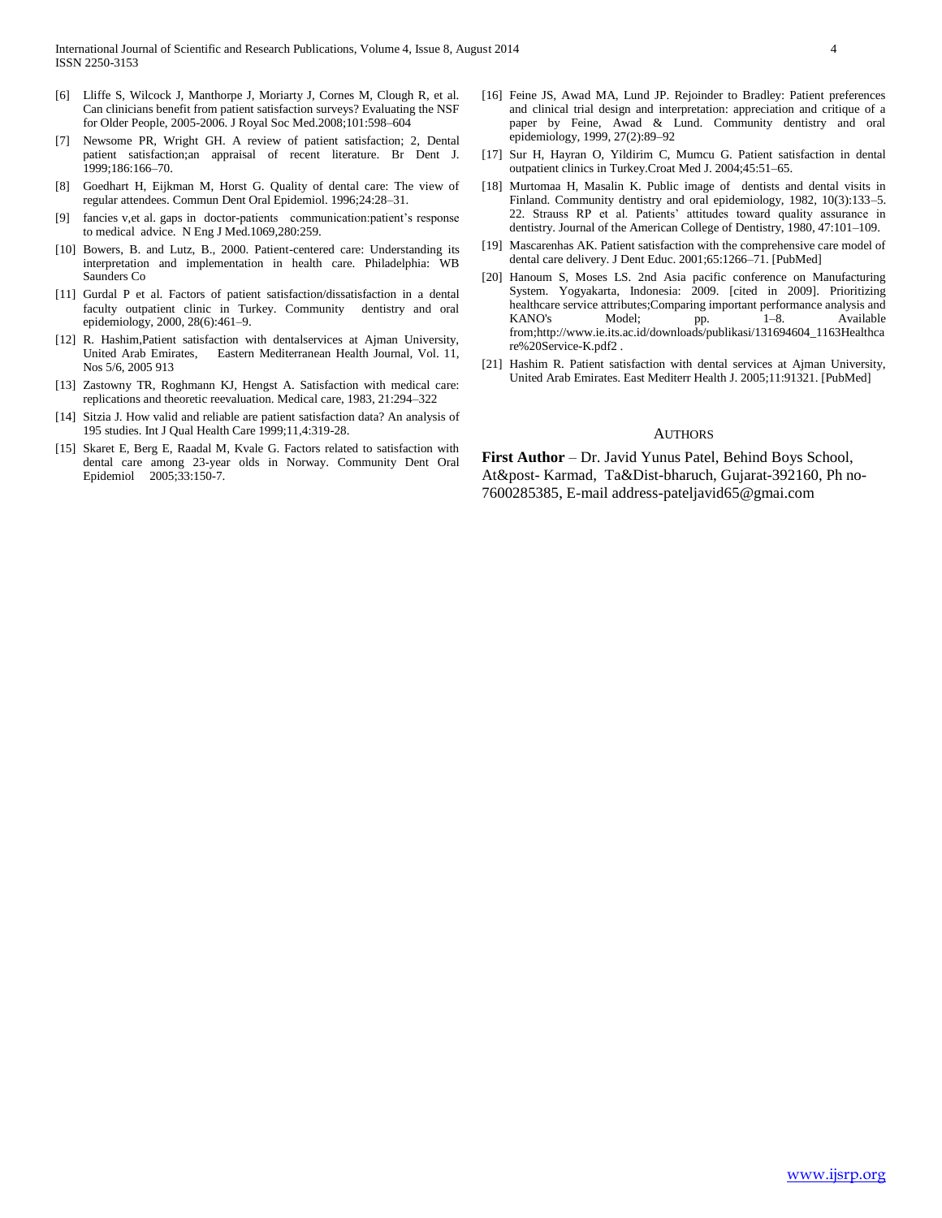[6] Lliffe S, Wilcock J, Manthorpe J, Moriarty J, Cornes M, Clough R, et al. Can clinicians benefit from patient satisfaction surveys? Evaluating the NSF for Older People, 2005-2006. J Royal Soc Med.2008;101:598–604

[7] Newsome PR, Wright GH. A review of patient satisfaction; 2, Dental patient satisfaction;an appraisal of recent literature. Br Dent J. 1999;186:166–70.

[8] Goedhart H, Eijkman M, Horst G. Quality of dental care: The view of regular attendees. Commun Dent Oral Epidemiol. 1996;24:28–31.

[9] fancies v,et al. gaps in doctor-patients communication:patient's response to medical advice. N Eng J Med.1069,280:259.

[10] Bowers, B. and Lutz, B., 2000. Patient-centered care: Understanding its interpretation and implementation in health care. Philadelphia: WB Saunders Co

[11] Gurdal P et al. Factors of patient satisfaction/dissatisfaction in a dental faculty outpatient clinic in Turkey. Community dentistry and oral epidemiology, 2000, 28(6):461–9.

[12] R. Hashim,Patient satisfaction with dentalservices at Ajman University, United Arab Emirates, Eastern Mediterranean Health Journal, Vol. 11, Nos 5/6, 2005 913

[13] Zastowny TR, Roghmann KJ, Hengst A. Satisfaction with medical care: replications and theoretic reevaluation. Medical care, 1983, 21:294–322

[14] Sitzia J. How valid and reliable are patient satisfaction data? An analysis of 195 studies. Int J Qual Health Care 1999;11,4:319-28.

[15] Skaret E, Berg E, Raadal M, Kvale G. Factors related to satisfaction with dental care among 23-year olds in Norway. Community Dent Oral Epidemiol 2005;33:150-7.

[16] Feine JS, Awad MA, Lund JP. Rejoinder to Bradley: Patient preferences and clinical trial design and interpretation: appreciation and critique of a paper by Feine, Awad & Lund. Community dentistry and oral epidemiology, 1999, 27(2):89–92

[17] Sur H, Hayran O, Yildirim C, Mumcu G. Patient satisfaction in dental outpatient clinics in Turkey.Croat Med J. 2004;45:51–65.

[18] Murtomaa H, Masalin K. Public image of dentists and dental visits in Finland. Community dentistry and oral epidemiology, 1982, 10(3):133–5. 22. Strauss RP et al. Patients' attitudes toward quality assurance in dentistry. Journal of the American College of Dentistry, 1980, 47:101–109.

[19] Mascarenhas AK. Patient satisfaction with the comprehensive care model of dental care delivery. J Dent Educ. 2001;65:1266–71. [PubMed]

[20] Hanoum S, Moses LS. 2nd Asia pacific conference on Manufacturing System. Yogyakarta, Indonesia: 2009. [cited in 2009]. Prioritizing healthcare service attributes;Comparing important performance analysis and KANO's Model; pp. 1–8. Available from;http://www.ie.its.ac.id/downloads/publikasi/131694604_1163Healthcare%20Service-K.pdf2 .

[21] Hashim R. Patient satisfaction with dental services at Ajman University, United Arab Emirates. East Mediterr Health J. 2005;11:91321. [PubMed]

## AUTHORS

**First Author** – Dr. Javid Yunus Patel, Behind Boys School, At&post- Karmad, Ta&Dist-bharuch, Gujarat-392160, Ph no-7600285385, E-mail address-pateljavid65@gmai.com